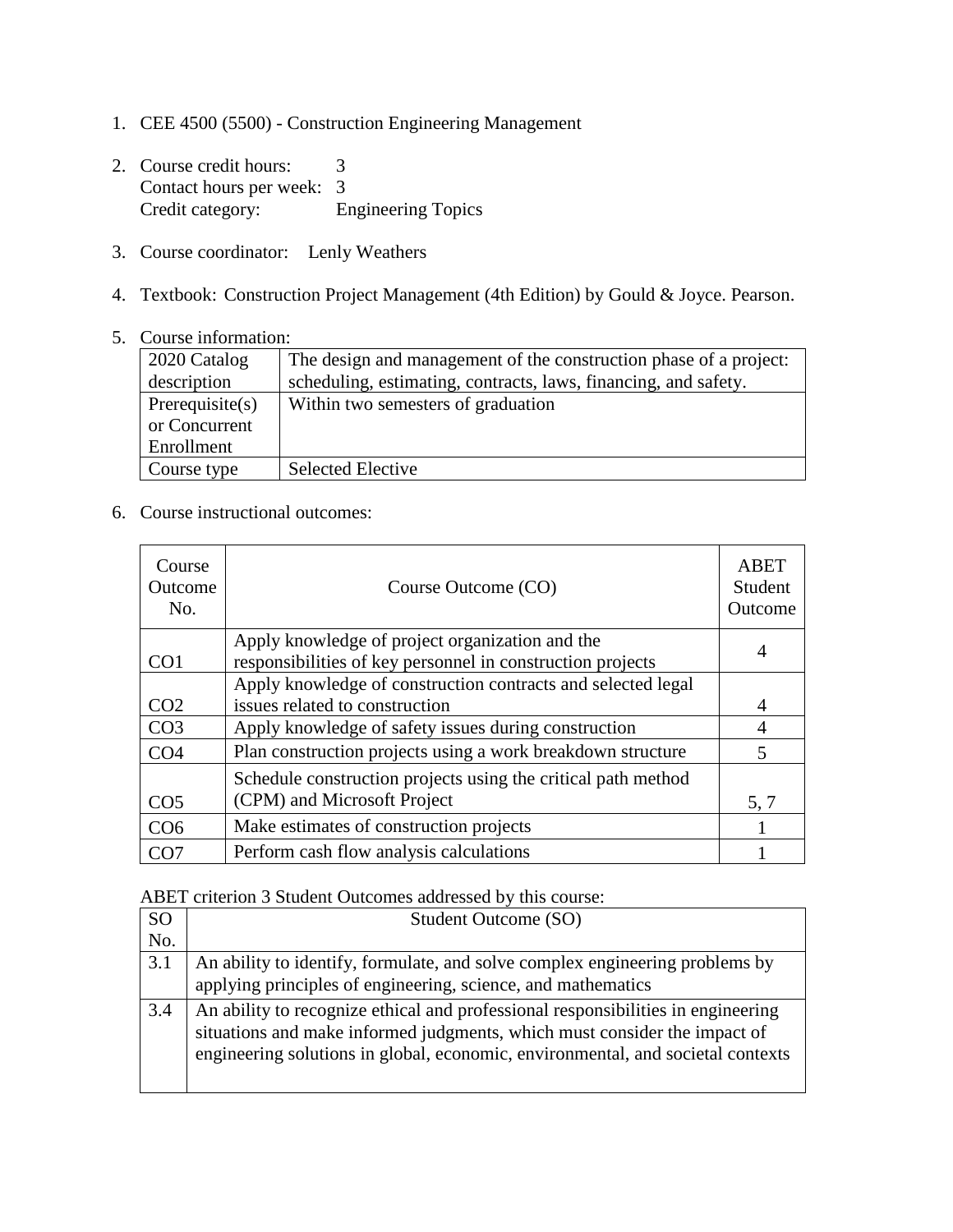1. CEE 4500 (5500) - Construction Engineering Management

2. Course credit hours: 3
   Contact hours per week: 3
   Credit category: Engineering Topics

3. Course coordinator: Lenly Weathers

4. Textbook: Construction Project Management (4th Edition) by Gould & Joyce. Pearson.

5. Course information:

| 2020 Catalog description | The design and management of the construction phase of a project: scheduling, estimating, contracts, laws, financing, and safety. |
|---|---|
| Prerequisite(s) or Concurrent Enrollment | Within two semesters of graduation |
| Course type | Selected Elective |

6. Course instructional outcomes:

| Course Outcome No. | Course Outcome (CO) | ABET Student Outcome |
|---|---|---|
| CO1 | Apply knowledge of project organization and the responsibilities of key personnel in construction projects | 4 |
| CO2 | Apply knowledge of construction contracts and selected legal issues related to construction | 4 |
| CO3 | Apply knowledge of safety issues during construction | 4 |
| CO4 | Plan construction projects using a work breakdown structure | 5 |
| CO5 | Schedule construction projects using the critical path method (CPM) and Microsoft Project | 5, 7 |
| CO6 | Make estimates of construction projects | 1 |
| CO7 | Perform cash flow analysis calculations | 1 |

ABET criterion 3 Student Outcomes addressed by this course:

| SO No. | Student Outcome (SO) |
|---|---|
| 3.1 | An ability to identify, formulate, and solve complex engineering problems by applying principles of engineering, science, and mathematics |
| 3.4 | An ability to recognize ethical and professional responsibilities in engineering situations and make informed judgments, which must consider the impact of engineering solutions in global, economic, environmental, and societal contexts |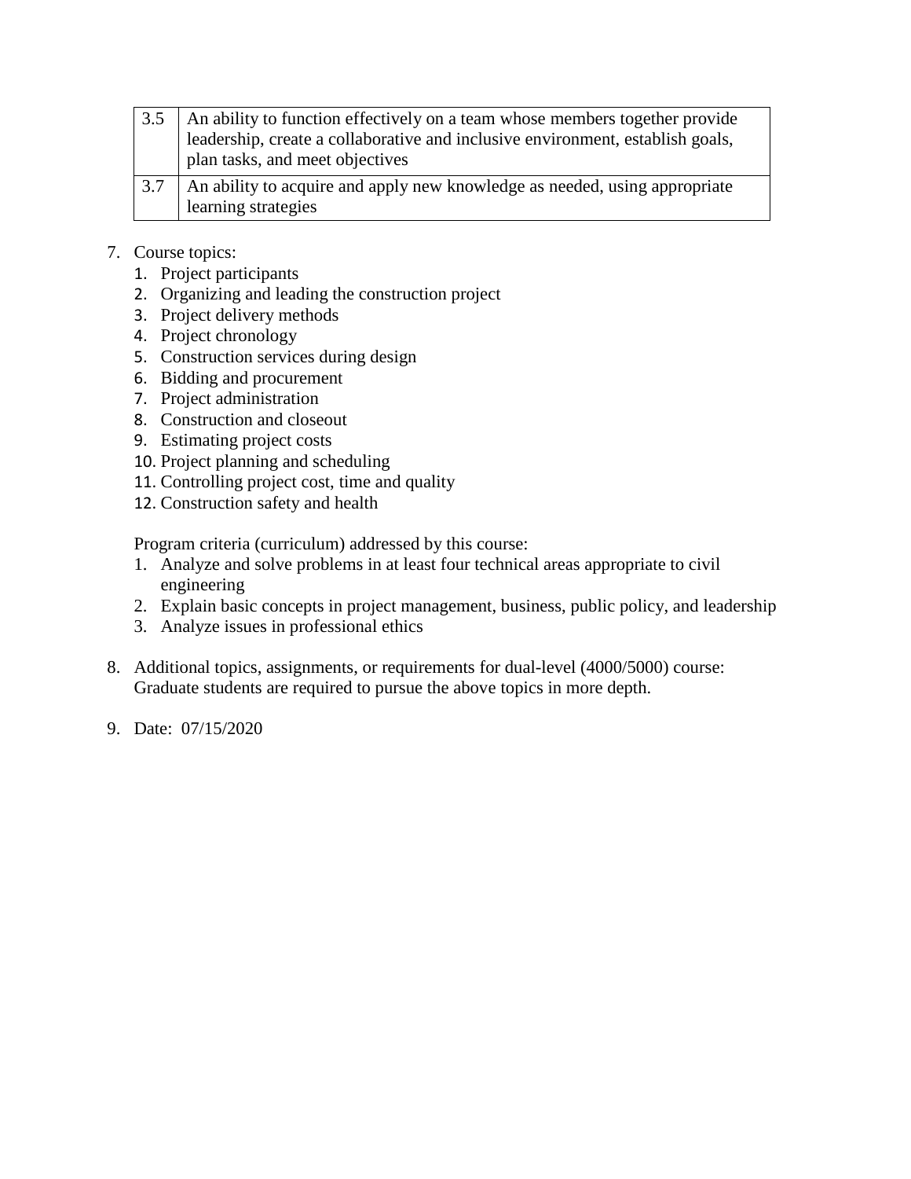| | |
|---|---|
| 3.5 | An ability to function effectively on a team whose members together provide leadership, create a collaborative and inclusive environment, establish goals, plan tasks, and meet objectives |
| 3.7 | An ability to acquire and apply new knowledge as needed, using appropriate learning strategies |

7. Course topics:
   1. Project participants
   2. Organizing and leading the construction project
   3. Project delivery methods
   4. Project chronology
   5. Construction services during design
   6. Bidding and procurement
   7. Project administration
   8. Construction and closeout
   9. Estimating project costs
   10. Project planning and scheduling
   11. Controlling project cost, time and quality
   12. Construction safety and health

   Program criteria (curriculum) addressed by this course:
   1. Analyze and solve problems in at least four technical areas appropriate to civil engineering
   2. Explain basic concepts in project management, business, public policy, and leadership
   3. Analyze issues in professional ethics

8. Additional topics, assignments, or requirements for dual-level (4000/5000) course: Graduate students are required to pursue the above topics in more depth.

9. Date: 07/15/2020